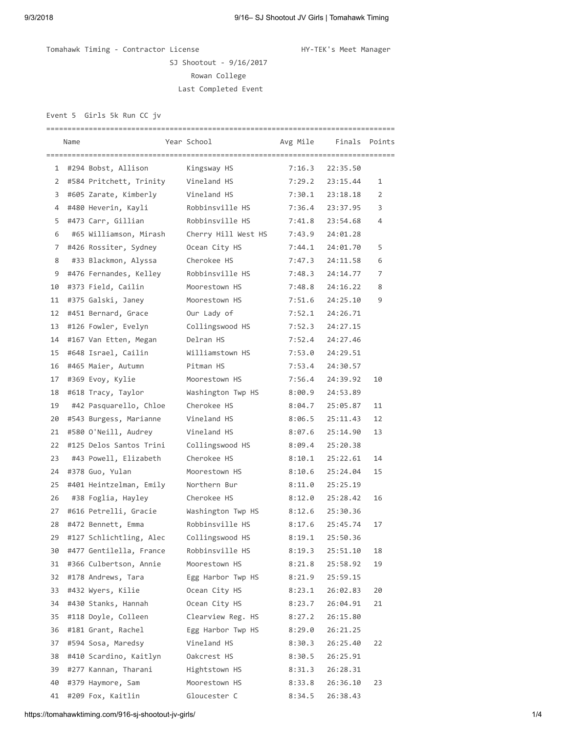Tomahawk Timing - Contractor License HY-TEK's Meet Manager

SJ Shootout - 9/16/2017

Rowan College

Last Completed Event

Event 5 Girls 5k Run CC jv

| | Name | Year | School | Avg Mile | Finals | Points |
|---|---|---|---|---|---|---|
| 1 | #294 Bobst, Allison | | Kingsway HS | 7:16.3 | 22:35.50 | |
| 2 | #584 Pritchett, Trinity | | Vineland HS | 7:29.2 | 23:15.44 | 1 |
| 3 | #605 Zarate, Kimberly | | Vineland HS | 7:30.1 | 23:18.18 | 2 |
| 4 | #480 Heverin, Kayli | | Robbinsville HS | 7:36.4 | 23:37.95 | 3 |
| 5 | #473 Carr, Gillian | | Robbinsville HS | 7:41.8 | 23:54.68 | 4 |
| 6 | #65 Williamson, Mirash | | Cherry Hill West HS | 7:43.9 | 24:01.28 | |
| 7 | #426 Rossiter, Sydney | | Ocean City HS | 7:44.1 | 24:01.70 | 5 |
| 8 | #33 Blackmon, Alyssa | | Cherokee HS | 7:47.3 | 24:11.58 | 6 |
| 9 | #476 Fernandes, Kelley | | Robbinsville HS | 7:48.3 | 24:14.77 | 7 |
| 10 | #373 Field, Cailin | | Moorestown HS | 7:48.8 | 24:16.22 | 8 |
| 11 | #375 Galski, Janey | | Moorestown HS | 7:51.6 | 24:25.10 | 9 |
| 12 | #451 Bernard, Grace | | Our Lady of | 7:52.1 | 24:26.71 | |
| 13 | #126 Fowler, Evelyn | | Collingswood HS | 7:52.3 | 24:27.15 | |
| 14 | #167 Van Etten, Megan | | Delran HS | 7:52.4 | 24:27.46 | |
| 15 | #648 Israel, Cailin | | Williamstown HS | 7:53.0 | 24:29.51 | |
| 16 | #465 Maier, Autumn | | Pitman HS | 7:53.4 | 24:30.57 | |
| 17 | #369 Evoy, Kylie | | Moorestown HS | 7:56.4 | 24:39.92 | 10 |
| 18 | #618 Tracy, Taylor | | Washington Twp HS | 8:00.9 | 24:53.89 | |
| 19 | #42 Pasquarello, Chloe | | Cherokee HS | 8:04.7 | 25:05.87 | 11 |
| 20 | #543 Burgess, Marianne | | Vineland HS | 8:06.5 | 25:11.43 | 12 |
| 21 | #580 O'Neill, Audrey | | Vineland HS | 8:07.6 | 25:14.90 | 13 |
| 22 | #125 Delos Santos Trini | | Collingswood HS | 8:09.4 | 25:20.38 | |
| 23 | #43 Powell, Elizabeth | | Cherokee HS | 8:10.1 | 25:22.61 | 14 |
| 24 | #378 Guo, Yulan | | Moorestown HS | 8:10.6 | 25:24.04 | 15 |
| 25 | #401 Heintzelman, Emily | | Northern Bur | 8:11.0 | 25:25.19 | |
| 26 | #38 Foglia, Hayley | | Cherokee HS | 8:12.0 | 25:28.42 | 16 |
| 27 | #616 Petrelli, Gracie | | Washington Twp HS | 8:12.6 | 25:30.36 | |
| 28 | #472 Bennett, Emma | | Robbinsville HS | 8:17.6 | 25:45.74 | 17 |
| 29 | #127 Schlichtling, Alec | | Collingswood HS | 8:19.1 | 25:50.36 | |
| 30 | #477 Gentilella, France | | Robbinsville HS | 8:19.3 | 25:51.10 | 18 |
| 31 | #366 Culbertson, Annie | | Moorestown HS | 8:21.8 | 25:58.92 | 19 |
| 32 | #178 Andrews, Tara | | Egg Harbor Twp HS | 8:21.9 | 25:59.15 | |
| 33 | #432 Wyers, Kilie | | Ocean City HS | 8:23.1 | 26:02.83 | 20 |
| 34 | #430 Stanks, Hannah | | Ocean City HS | 8:23.7 | 26:04.91 | 21 |
| 35 | #118 Doyle, Colleen | | Clearview Reg. HS | 8:27.2 | 26:15.80 | |
| 36 | #181 Grant, Rachel | | Egg Harbor Twp HS | 8:29.0 | 26:21.25 | |
| 37 | #594 Sosa, Maredsy | | Vineland HS | 8:30.3 | 26:25.40 | 22 |
| 38 | #410 Scardino, Kaitlyn | | Oakcrest HS | 8:30.5 | 26:25.91 | |
| 39 | #277 Kannan, Tharani | | Hightstown HS | 8:31.3 | 26:28.31 | |
| 40 | #379 Haymore, Sam | | Moorestown HS | 8:33.8 | 26:36.10 | 23 |
| 41 | #209 Fox, Kaitlin | | Gloucester C | 8:34.5 | 26:38.43 | |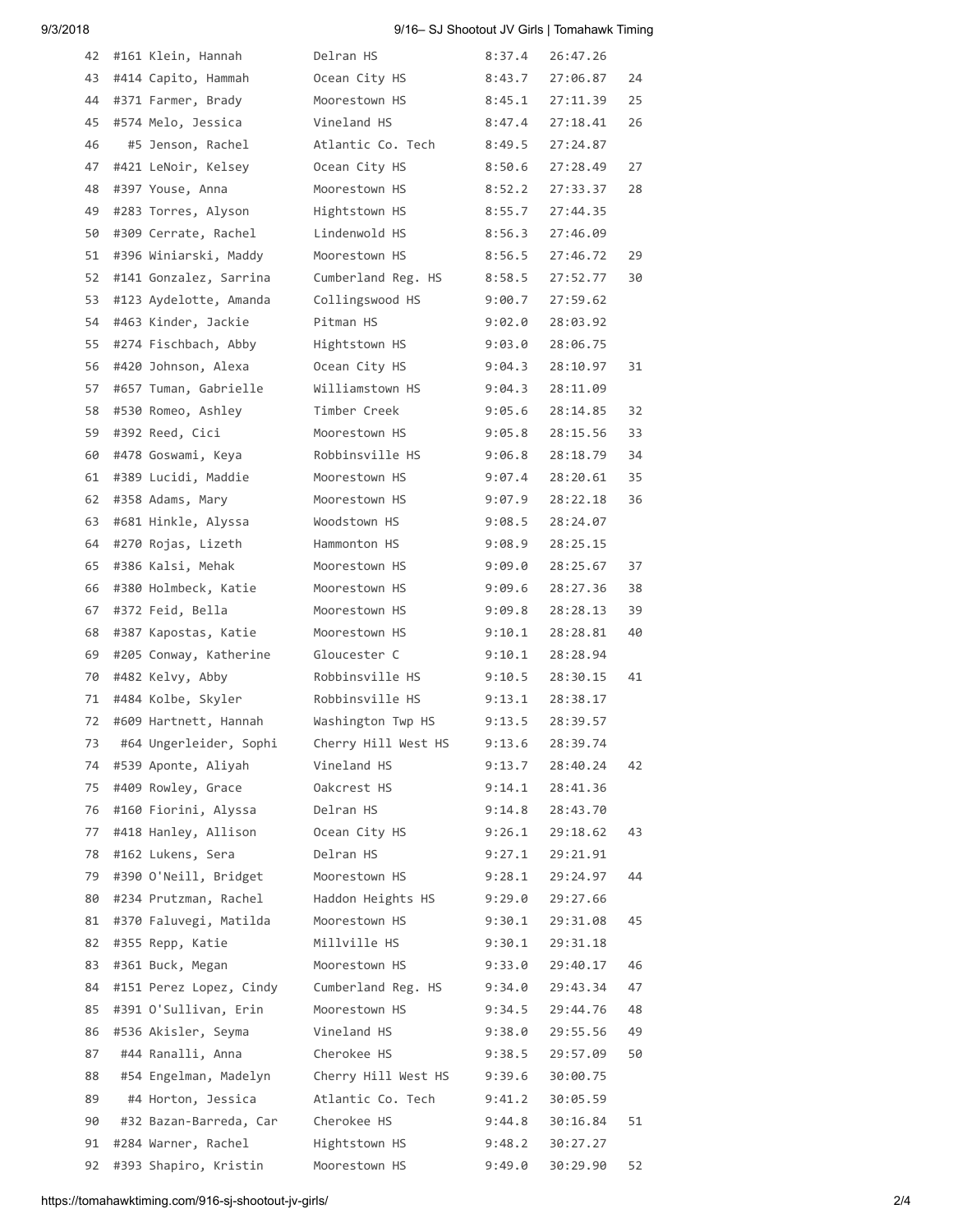| Place | Name | School | Pace | Time | Score |
|---|---|---|---|---|---|
| 42 | #161 Klein, Hannah | Delran HS | 8:37.4 | 26:47.26 | |
| 43 | #414 Capito, Hammah | Ocean City HS | 8:43.7 | 27:06.87 | 24 |
| 44 | #371 Farmer, Brady | Moorestown HS | 8:45.1 | 27:11.39 | 25 |
| 45 | #574 Melo, Jessica | Vineland HS | 8:47.4 | 27:18.41 | 26 |
| 46 | #5 Jenson, Rachel | Atlantic Co. Tech | 8:49.5 | 27:24.87 | |
| 47 | #421 LeNoir, Kelsey | Ocean City HS | 8:50.6 | 27:28.49 | 27 |
| 48 | #397 Youse, Anna | Moorestown HS | 8:52.2 | 27:33.37 | 28 |
| 49 | #283 Torres, Alyson | Hightstown HS | 8:55.7 | 27:44.35 | |
| 50 | #309 Cerrate, Rachel | Lindenwold HS | 8:56.3 | 27:46.09 | |
| 51 | #396 Winiarski, Maddy | Moorestown HS | 8:56.5 | 27:46.72 | 29 |
| 52 | #141 Gonzalez, Sarrina | Cumberland Reg. HS | 8:58.5 | 27:52.77 | 30 |
| 53 | #123 Aydelotte, Amanda | Collingswood HS | 9:00.7 | 27:59.62 | |
| 54 | #463 Kinder, Jackie | Pitman HS | 9:02.0 | 28:03.92 | |
| 55 | #274 Fischbach, Abby | Hightstown HS | 9:03.0 | 28:06.75 | |
| 56 | #420 Johnson, Alexa | Ocean City HS | 9:04.3 | 28:10.97 | 31 |
| 57 | #657 Tuman, Gabrielle | Williamstown HS | 9:04.3 | 28:11.09 | |
| 58 | #530 Romeo, Ashley | Timber Creek | 9:05.6 | 28:14.85 | 32 |
| 59 | #392 Reed, Cici | Moorestown HS | 9:05.8 | 28:15.56 | 33 |
| 60 | #478 Goswami, Keya | Robbinsville HS | 9:06.8 | 28:18.79 | 34 |
| 61 | #389 Lucidi, Maddie | Moorestown HS | 9:07.4 | 28:20.61 | 35 |
| 62 | #358 Adams, Mary | Moorestown HS | 9:07.9 | 28:22.18 | 36 |
| 63 | #681 Hinkle, Alyssa | Woodstown HS | 9:08.5 | 28:24.07 | |
| 64 | #270 Rojas, Lizeth | Hammonton HS | 9:08.9 | 28:25.15 | |
| 65 | #386 Kalsi, Mehak | Moorestown HS | 9:09.0 | 28:25.67 | 37 |
| 66 | #380 Holmbeck, Katie | Moorestown HS | 9:09.6 | 28:27.36 | 38 |
| 67 | #372 Feid, Bella | Moorestown HS | 9:09.8 | 28:28.13 | 39 |
| 68 | #387 Kapostas, Katie | Moorestown HS | 9:10.1 | 28:28.81 | 40 |
| 69 | #205 Conway, Katherine | Gloucester C | 9:10.1 | 28:28.94 | |
| 70 | #482 Kelvy, Abby | Robbinsville HS | 9:10.5 | 28:30.15 | 41 |
| 71 | #484 Kolbe, Skyler | Robbinsville HS | 9:13.1 | 28:38.17 | |
| 72 | #609 Hartnett, Hannah | Washington Twp HS | 9:13.5 | 28:39.57 | |
| 73 | #64 Ungerleider, Sophi | Cherry Hill West HS | 9:13.6 | 28:39.74 | |
| 74 | #539 Aponte, Aliyah | Vineland HS | 9:13.7 | 28:40.24 | 42 |
| 75 | #409 Rowley, Grace | Oakcrest HS | 9:14.1 | 28:41.36 | |
| 76 | #160 Fiorini, Alyssa | Delran HS | 9:14.8 | 28:43.70 | |
| 77 | #418 Hanley, Allison | Ocean City HS | 9:26.1 | 29:18.62 | 43 |
| 78 | #162 Lukens, Sera | Delran HS | 9:27.1 | 29:21.91 | |
| 79 | #390 O'Neill, Bridget | Moorestown HS | 9:28.1 | 29:24.97 | 44 |
| 80 | #234 Prutzman, Rachel | Haddon Heights HS | 9:29.0 | 29:27.66 | |
| 81 | #370 Faluvegi, Matilda | Moorestown HS | 9:30.1 | 29:31.08 | 45 |
| 82 | #355 Repp, Katie | Millville HS | 9:30.1 | 29:31.18 | |
| 83 | #361 Buck, Megan | Moorestown HS | 9:33.0 | 29:40.17 | 46 |
| 84 | #151 Perez Lopez, Cindy | Cumberland Reg. HS | 9:34.0 | 29:43.34 | 47 |
| 85 | #391 O'Sullivan, Erin | Moorestown HS | 9:34.5 | 29:44.76 | 48 |
| 86 | #536 Akisler, Seyma | Vineland HS | 9:38.0 | 29:55.56 | 49 |
| 87 | #44 Ranalli, Anna | Cherokee HS | 9:38.5 | 29:57.09 | 50 |
| 88 | #54 Engelman, Madelyn | Cherry Hill West HS | 9:39.6 | 30:00.75 | |
| 89 | #4 Horton, Jessica | Atlantic Co. Tech | 9:41.2 | 30:05.59 | |
| 90 | #32 Bazan-Barreda, Car | Cherokee HS | 9:44.8 | 30:16.84 | 51 |
| 91 | #284 Warner, Rachel | Hightstown HS | 9:48.2 | 30:27.27 | |
| 92 | #393 Shapiro, Kristin | Moorestown HS | 9:49.0 | 30:29.90 | 52 |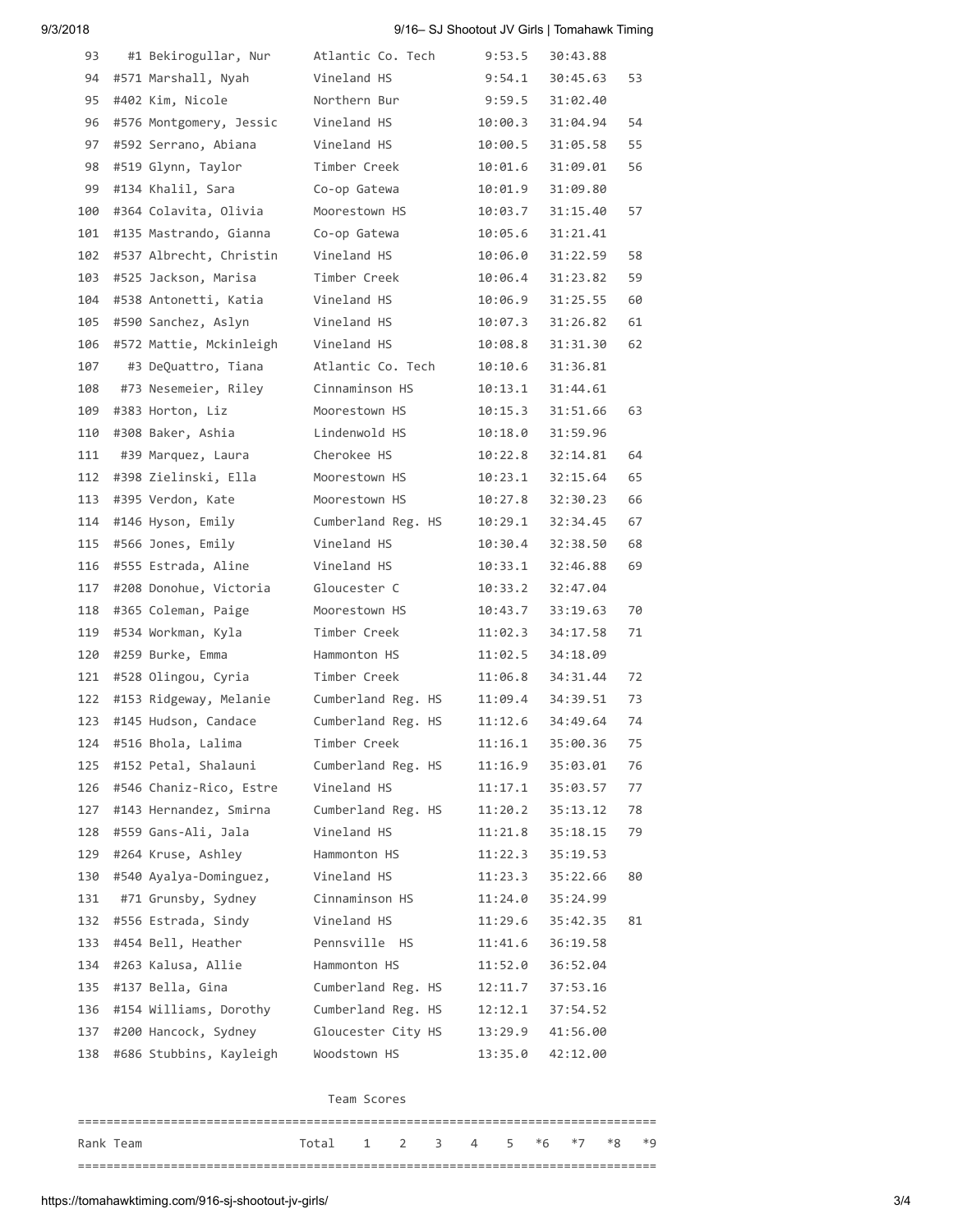| | | | | | |
|---|---|---|---|---|---|
| 93 | #1 Bekirogullar, Nur | Atlantic Co. Tech | 9:53.5 | 30:43.88 | |
| 94 | #571 Marshall, Nyah | Vineland HS | 9:54.1 | 30:45.63 | 53 |
| 95 | #402 Kim, Nicole | Northern Bur | 9:59.5 | 31:02.40 | |
| 96 | #576 Montgomery, Jessic | Vineland HS | 10:00.3 | 31:04.94 | 54 |
| 97 | #592 Serrano, Abiana | Vineland HS | 10:00.5 | 31:05.58 | 55 |
| 98 | #519 Glynn, Taylor | Timber Creek | 10:01.6 | 31:09.01 | 56 |
| 99 | #134 Khalil, Sara | Co-op Gatewa | 10:01.9 | 31:09.80 | |
| 100 | #364 Colavita, Olivia | Moorestown HS | 10:03.7 | 31:15.40 | 57 |
| 101 | #135 Mastrando, Gianna | Co-op Gatewa | 10:05.6 | 31:21.41 | |
| 102 | #537 Albrecht, Christin | Vineland HS | 10:06.0 | 31:22.59 | 58 |
| 103 | #525 Jackson, Marisa | Timber Creek | 10:06.4 | 31:23.82 | 59 |
| 104 | #538 Antonetti, Katia | Vineland HS | 10:06.9 | 31:25.55 | 60 |
| 105 | #590 Sanchez, Aslyn | Vineland HS | 10:07.3 | 31:26.82 | 61 |
| 106 | #572 Mattie, Mckinleigh | Vineland HS | 10:08.8 | 31:31.30 | 62 |
| 107 | #3 DeQuattro, Tiana | Atlantic Co. Tech | 10:10.6 | 31:36.81 | |
| 108 | #73 Nesemeier, Riley | Cinnaminson HS | 10:13.1 | 31:44.61 | |
| 109 | #383 Horton, Liz | Moorestown HS | 10:15.3 | 31:51.66 | 63 |
| 110 | #308 Baker, Ashia | Lindenwold HS | 10:18.0 | 31:59.96 | |
| 111 | #39 Marquez, Laura | Cherokee HS | 10:22.8 | 32:14.81 | 64 |
| 112 | #398 Zielinski, Ella | Moorestown HS | 10:23.1 | 32:15.64 | 65 |
| 113 | #395 Verdon, Kate | Moorestown HS | 10:27.8 | 32:30.23 | 66 |
| 114 | #146 Hyson, Emily | Cumberland Reg. HS | 10:29.1 | 32:34.45 | 67 |
| 115 | #566 Jones, Emily | Vineland HS | 10:30.4 | 32:38.50 | 68 |
| 116 | #555 Estrada, Aline | Vineland HS | 10:33.1 | 32:46.88 | 69 |
| 117 | #208 Donohue, Victoria | Gloucester C | 10:33.2 | 32:47.04 | |
| 118 | #365 Coleman, Paige | Moorestown HS | 10:43.7 | 33:19.63 | 70 |
| 119 | #534 Workman, Kyla | Timber Creek | 11:02.3 | 34:17.58 | 71 |
| 120 | #259 Burke, Emma | Hammonton HS | 11:02.5 | 34:18.09 | |
| 121 | #528 Olingou, Cyria | Timber Creek | 11:06.8 | 34:31.44 | 72 |
| 122 | #153 Ridgeway, Melanie | Cumberland Reg. HS | 11:09.4 | 34:39.51 | 73 |
| 123 | #145 Hudson, Candace | Cumberland Reg. HS | 11:12.6 | 34:49.64 | 74 |
| 124 | #516 Bhola, Lalima | Timber Creek | 11:16.1 | 35:00.36 | 75 |
| 125 | #152 Petal, Shalauni | Cumberland Reg. HS | 11:16.9 | 35:03.01 | 76 |
| 126 | #546 Chaniz-Rico, Estre | Vineland HS | 11:17.1 | 35:03.57 | 77 |
| 127 | #143 Hernandez, Smirna | Cumberland Reg. HS | 11:20.2 | 35:13.12 | 78 |
| 128 | #559 Gans-Ali, Jala | Vineland HS | 11:21.8 | 35:18.15 | 79 |
| 129 | #264 Kruse, Ashley | Hammonton HS | 11:22.3 | 35:19.53 | |
| 130 | #540 Ayalya-Dominguez, | Vineland HS | 11:23.3 | 35:22.66 | 80 |
| 131 | #71 Grunsby, Sydney | Cinnaminson HS | 11:24.0 | 35:24.99 | |
| 132 | #556 Estrada, Sindy | Vineland HS | 11:29.6 | 35:42.35 | 81 |
| 133 | #454 Bell, Heather | Pennsville HS | 11:41.6 | 36:19.58 | |
| 134 | #263 Kalusa, Allie | Hammonton HS | 11:52.0 | 36:52.04 | |
| 135 | #137 Bella, Gina | Cumberland Reg. HS | 12:11.7 | 37:53.16 | |
| 136 | #154 Williams, Dorothy | Cumberland Reg. HS | 12:12.1 | 37:54.52 | |
| 137 | #200 Hancock, Sydney | Gloucester City HS | 13:29.9 | 41:56.00 | |
| 138 | #686 Stubbins, Kayleigh | Woodstown HS | 13:35.0 | 42:12.00 | |

Team Scores

| Rank | Team | Total | 1 | 2 | 3 | 4 | 5 | *6 | *7 | *8 | *9 |
|---|---|---|---|---|---|---|---|---|---|---|---|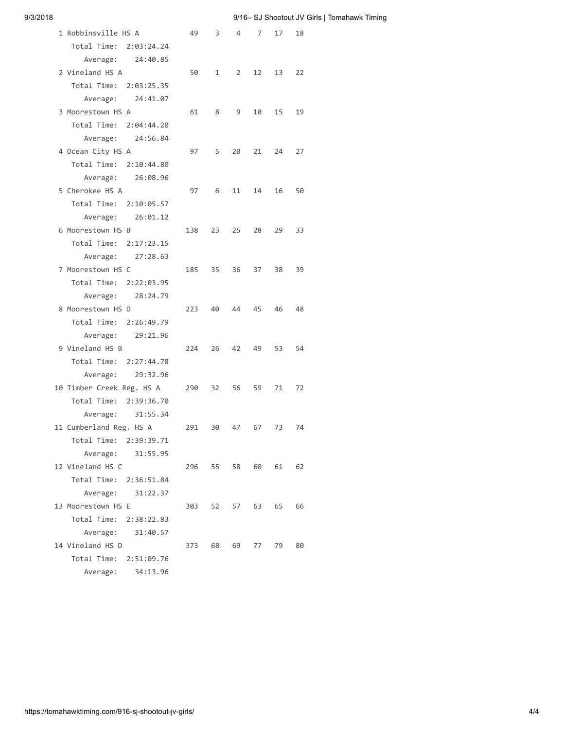```
 1 Robbinsville HS A           49    3    4    7   17   18
    Total Time:  2:03:24.24
       Average:    24:40.85
 2 Vineland HS A               50    1    2   12   13   22
    Total Time:  2:03:25.35
       Average:    24:41.07
 3 Moorestown HS A             61    8    9   10   15   19
    Total Time:  2:04:44.20
       Average:    24:56.84
 4 Ocean City HS A             97    5   20   21   24   27
    Total Time:  2:10:44.80
       Average:    26:08.96
 5 Cherokee HS A               97    6   11   14   16   50
    Total Time:  2:10:05.57
       Average:    26:01.12
 6 Moorestown HS B            138   23   25   28   29   33
    Total Time:  2:17:23.15
       Average:    27:28.63
 7 Moorestown HS C            185   35   36   37   38   39
    Total Time:  2:22:03.95
       Average:    28:24.79
 8 Moorestown HS D            223   40   44   45   46   48
    Total Time:  2:26:49.79
       Average:    29:21.96
 9 Vineland HS B              224   26   42   49   53   54
    Total Time:  2:27:44.78
       Average:    29:32.96
10 Timber Creek Reg. HS A     290   32   56   59   71   72
    Total Time:  2:39:36.70
       Average:    31:55.34
11 Cumberland Reg. HS A       291   30   47   67   73   74
    Total Time:  2:39:39.71
       Average:    31:55.95
12 Vineland HS C              296   55   58   60   61   62
    Total Time:  2:36:51.84
       Average:    31:22.37
13 Moorestown HS E            303   52   57   63   65   66
    Total Time:  2:38:22.83
       Average:    31:40.57
14 Vineland HS D              373   68   69   77   79   80
    Total Time:  2:51:09.76
       Average:    34:13.96
```